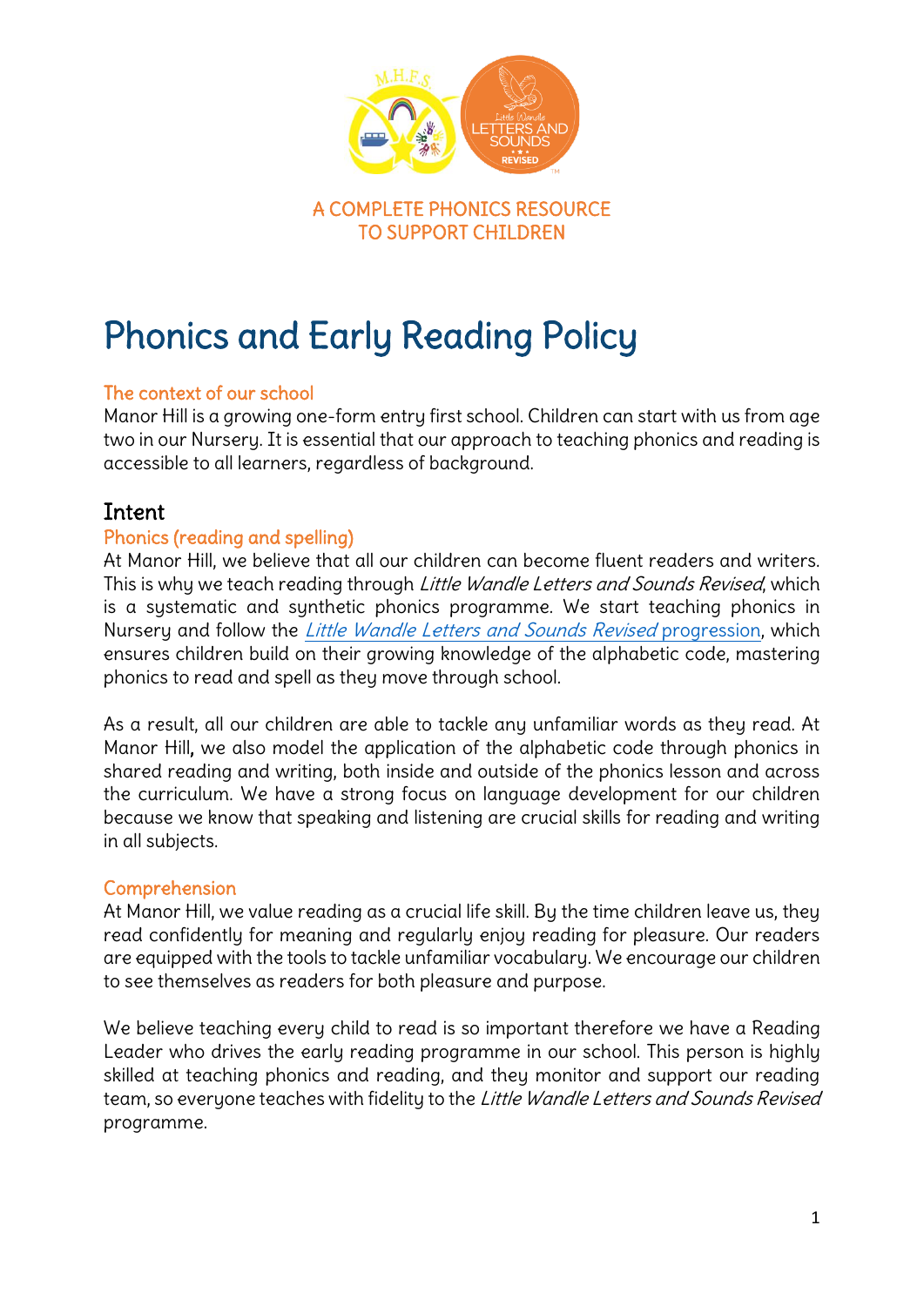A COMPLETE PHONICS RESOURCE
TO SUPPORT CHILDREN

# Phonics and Early Reading Policy

### The context of our school

Manor Hill is a growing one-form entry first school. Children can start with us from age two in our Nursery. It is essential that our approach to teaching phonics and reading is accessible to all learners, regardless of background.

## Intent

### Phonics (reading and spelling)

At Manor Hill, we believe that all our children can become fluent readers and writers. This is why we teach reading through *Little Wandle Letters and Sounds Revised*, which is a systematic and synthetic phonics programme. We start teaching phonics in Nursery and follow the *Little Wandle Letters and Sounds Revised* progression, which ensures children build on their growing knowledge of the alphabetic code, mastering phonics to read and spell as they move through school.

As a result, all our children are able to tackle any unfamiliar words as they read. At Manor Hill, we also model the application of the alphabetic code through phonics in shared reading and writing, both inside and outside of the phonics lesson and across the curriculum. We have a strong focus on language development for our children because we know that speaking and listening are crucial skills for reading and writing in all subjects.

### Comprehension

At Manor Hill, we value reading as a crucial life skill. By the time children leave us, they read confidently for meaning and regularly enjoy reading for pleasure. Our readers are equipped with the tools to tackle unfamiliar vocabulary. We encourage our children to see themselves as readers for both pleasure and purpose.

We believe teaching every child to read is so important therefore we have a Reading Leader who drives the early reading programme in our school. This person is highly skilled at teaching phonics and reading, and they monitor and support our reading team, so everyone teaches with fidelity to the *Little Wandle Letters and Sounds Revised* programme.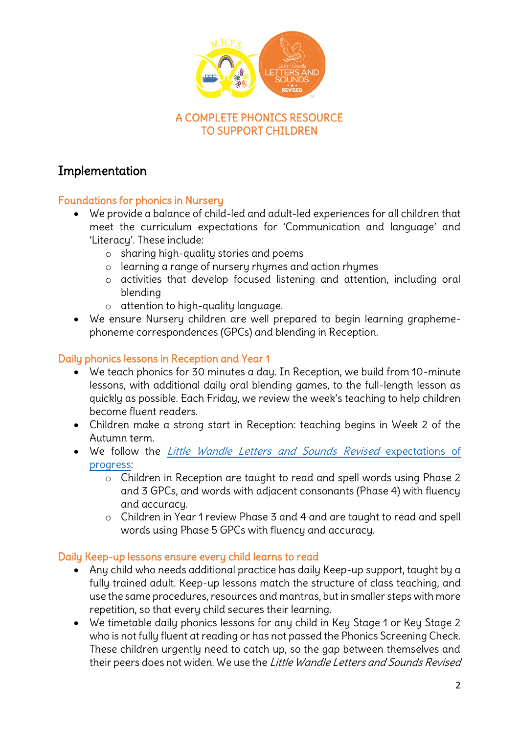A COMPLETE PHONICS RESOURCE
TO SUPPORT CHILDREN

## Implementation

### Foundations for phonics in Nursery

- We provide a balance of child-led and adult-led experiences for all children that meet the curriculum expectations for 'Communication and language' and 'Literacy'. These include:
  - sharing high-quality stories and poems
  - learning a range of nursery rhymes and action rhymes
  - activities that develop focused listening and attention, including oral blending
  - attention to high-quality language.
- We ensure Nursery children are well prepared to begin learning grapheme-phoneme correspondences (GPCs) and blending in Reception.

### Daily phonics lessons in Reception and Year 1

- We teach phonics for 30 minutes a day. In Reception, we build from 10-minute lessons, with additional daily oral blending games, to the full-length lesson as quickly as possible. Each Friday, we review the week's teaching to help children become fluent readers.
- Children make a strong start in Reception: teaching begins in Week 2 of the Autumn term.
- We follow the *Little Wandle Letters and Sounds Revised* expectations of progress:
  - Children in Reception are taught to read and spell words using Phase 2 and 3 GPCs, and words with adjacent consonants (Phase 4) with fluency and accuracy.
  - Children in Year 1 review Phase 3 and 4 and are taught to read and spell words using Phase 5 GPCs with fluency and accuracy.

### Daily Keep-up lessons ensure every child learns to read

- Any child who needs additional practice has daily Keep-up support, taught by a fully trained adult. Keep-up lessons match the structure of class teaching, and use the same procedures, resources and mantras, but in smaller steps with more repetition, so that every child secures their learning.
- We timetable daily phonics lessons for any child in Key Stage 1 or Key Stage 2 who is not fully fluent at reading or has not passed the Phonics Screening Check. These children urgently need to catch up, so the gap between themselves and their peers does not widen. We use the *Little Wandle Letters and Sounds Revised*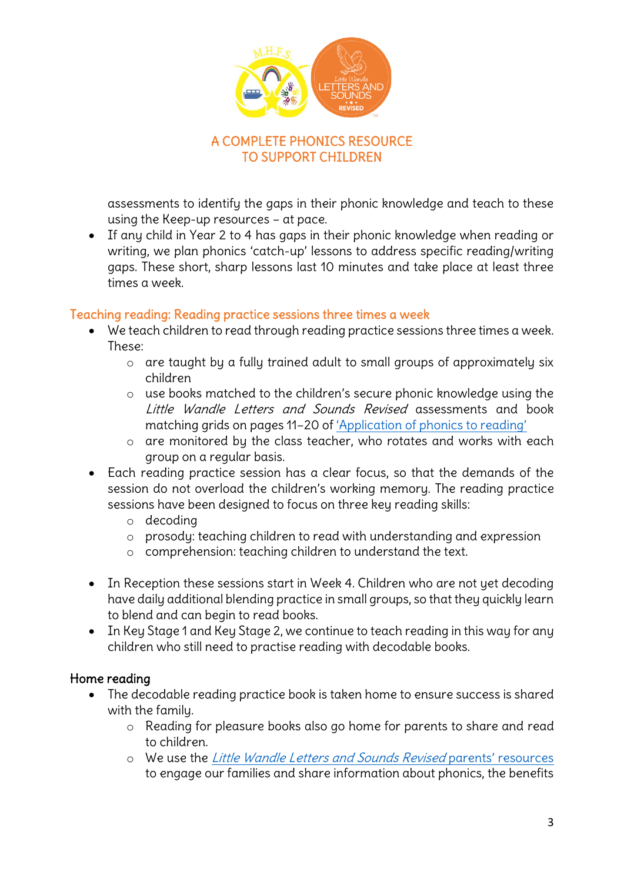assessments to identify the gaps in their phonic knowledge and teach to these using the Keep-up resources – at pace.

- If any child in Year 2 to 4 has gaps in their phonic knowledge when reading or writing, we plan phonics 'catch-up' lessons to address specific reading/writing gaps. These short, sharp lessons last 10 minutes and take place at least three times a week.

## Teaching reading: Reading practice sessions three times a week

- We teach children to read through reading practice sessions three times a week. These:
  - are taught by a fully trained adult to small groups of approximately six children
  - use books matched to the children's secure phonic knowledge using the *Little Wandle Letters and Sounds Revised* assessments and book matching grids on pages 11–20 of 'Application of phonics to reading'
  - are monitored by the class teacher, who rotates and works with each group on a regular basis.
- Each reading practice session has a clear focus, so that the demands of the session do not overload the children's working memory. The reading practice sessions have been designed to focus on three key reading skills:
  - decoding
  - prosody: teaching children to read with understanding and expression
  - comprehension: teaching children to understand the text.
- In Reception these sessions start in Week 4. Children who are not yet decoding have daily additional blending practice in small groups, so that they quickly learn to blend and can begin to read books.
- In Key Stage 1 and Key Stage 2, we continue to teach reading in this way for any children who still need to practise reading with decodable books.

## Home reading

- The decodable reading practice book is taken home to ensure success is shared with the family.
  - Reading for pleasure books also go home for parents to share and read to children.
  - We use the *Little Wandle Letters and Sounds Revised* parents' resources to engage our families and share information about phonics, the benefits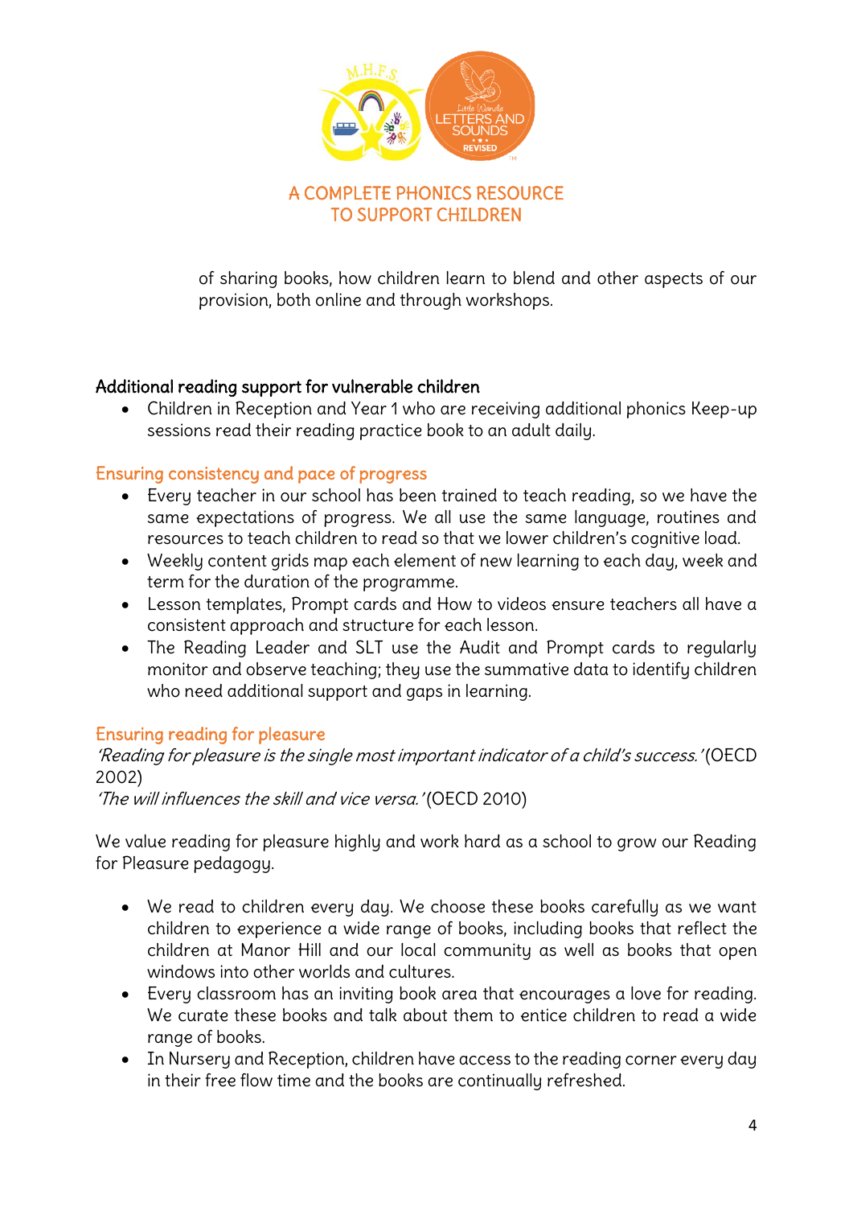of sharing books, how children learn to blend and other aspects of our provision, both online and through workshops.

## Additional reading support for vulnerable children

- Children in Reception and Year 1 who are receiving additional phonics Keep-up sessions read their reading practice book to an adult daily.

## Ensuring consistency and pace of progress

- Every teacher in our school has been trained to teach reading, so we have the same expectations of progress. We all use the same language, routines and resources to teach children to read so that we lower children's cognitive load.
- Weekly content grids map each element of new learning to each day, week and term for the duration of the programme.
- Lesson templates, Prompt cards and How to videos ensure teachers all have a consistent approach and structure for each lesson.
- The Reading Leader and SLT use the Audit and Prompt cards to regularly monitor and observe teaching; they use the summative data to identify children who need additional support and gaps in learning.

## Ensuring reading for pleasure

*'Reading for pleasure is the single most important indicator of a child's success.'* (OECD 2002)
*'The will influences the skill and vice versa.'* (OECD 2010)

We value reading for pleasure highly and work hard as a school to grow our Reading for Pleasure pedagogy.

- We read to children every day. We choose these books carefully as we want children to experience a wide range of books, including books that reflect the children at Manor Hill and our local community as well as books that open windows into other worlds and cultures.
- Every classroom has an inviting book area that encourages a love for reading. We curate these books and talk about them to entice children to read a wide range of books.
- In Nursery and Reception, children have access to the reading corner every day in their free flow time and the books are continually refreshed.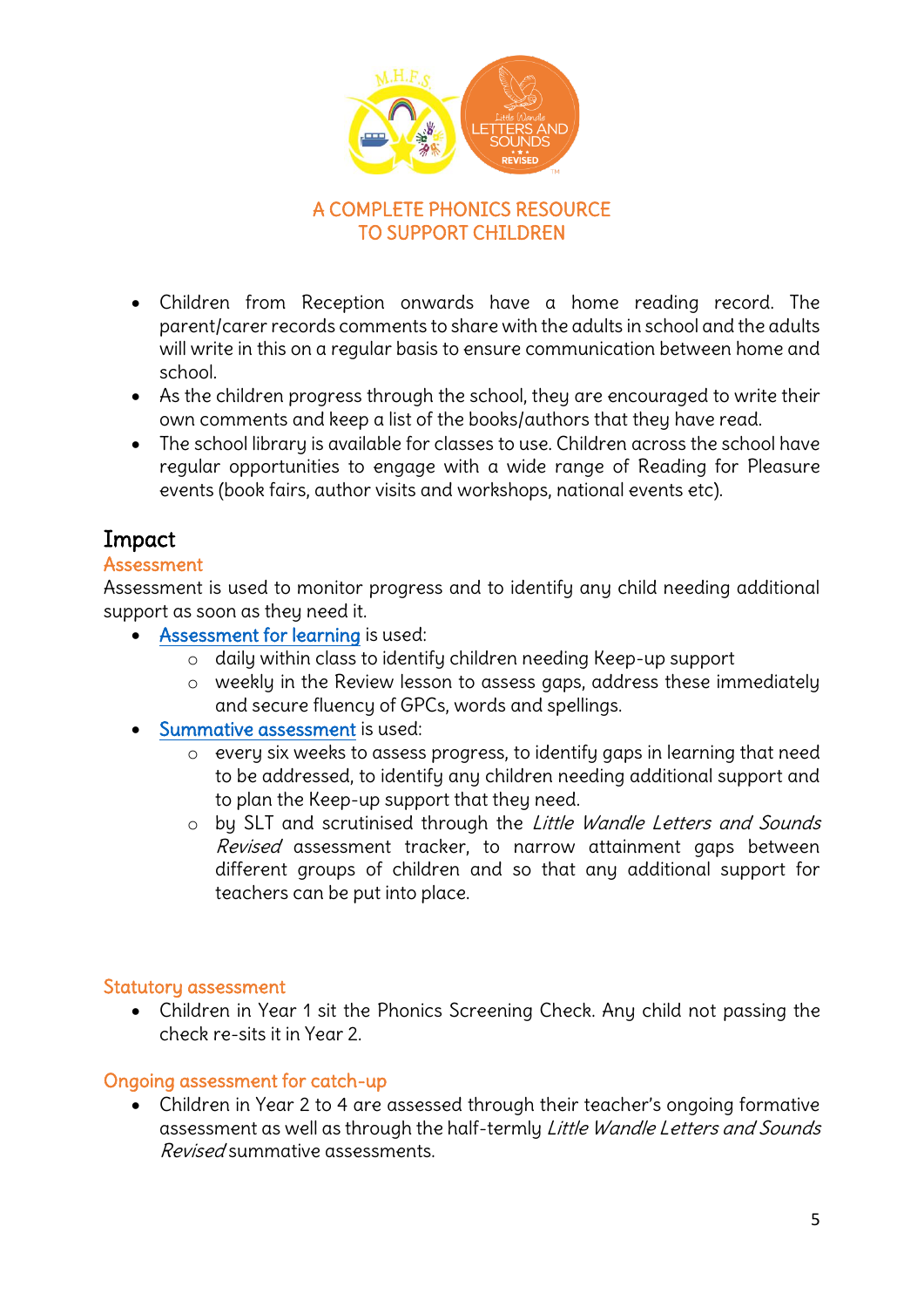A COMPLETE PHONICS RESOURCE
TO SUPPORT CHILDREN

- Children from Reception onwards have a home reading record. The parent/carer records comments to share with the adults in school and the adults will write in this on a regular basis to ensure communication between home and school.
- As the children progress through the school, they are encouraged to write their own comments and keep a list of the books/authors that they have read.
- The school library is available for classes to use. Children across the school have regular opportunities to engage with a wide range of Reading for Pleasure events (book fairs, author visits and workshops, national events etc).

## Impact

### Assessment

Assessment is used to monitor progress and to identify any child needing additional support as soon as they need it.

- Assessment for learning is used:
  - daily within class to identify children needing Keep-up support
  - weekly in the Review lesson to assess gaps, address these immediately and secure fluency of GPCs, words and spellings.
- Summative assessment is used:
  - every six weeks to assess progress, to identify gaps in learning that need to be addressed, to identify any children needing additional support and to plan the Keep-up support that they need.
  - by SLT and scrutinised through the *Little Wandle Letters and Sounds Revised* assessment tracker, to narrow attainment gaps between different groups of children and so that any additional support for teachers can be put into place.

### Statutory assessment

- Children in Year 1 sit the Phonics Screening Check. Any child not passing the check re-sits it in Year 2.

### Ongoing assessment for catch-up

- Children in Year 2 to 4 are assessed through their teacher's ongoing formative assessment as well as through the half-termly *Little Wandle Letters and Sounds Revised* summative assessments.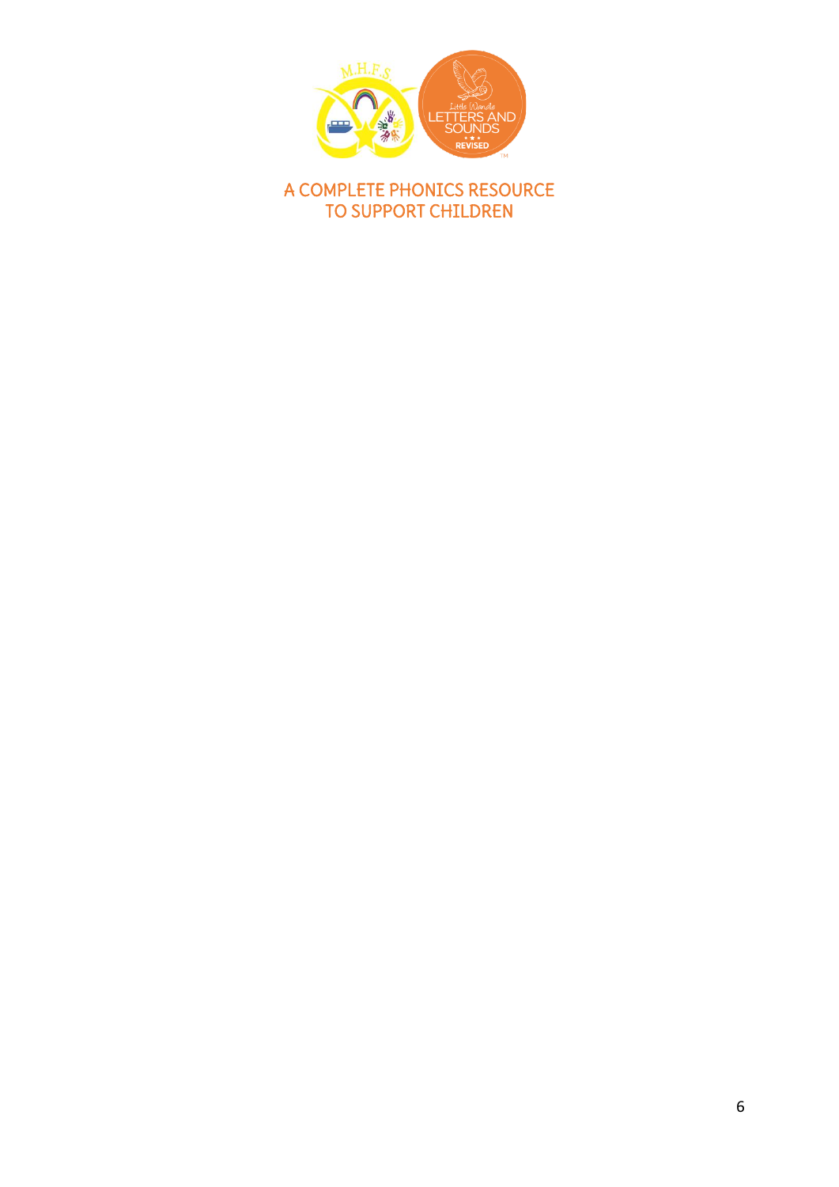A COMPLETE PHONICS RESOURCE
TO SUPPORT CHILDREN